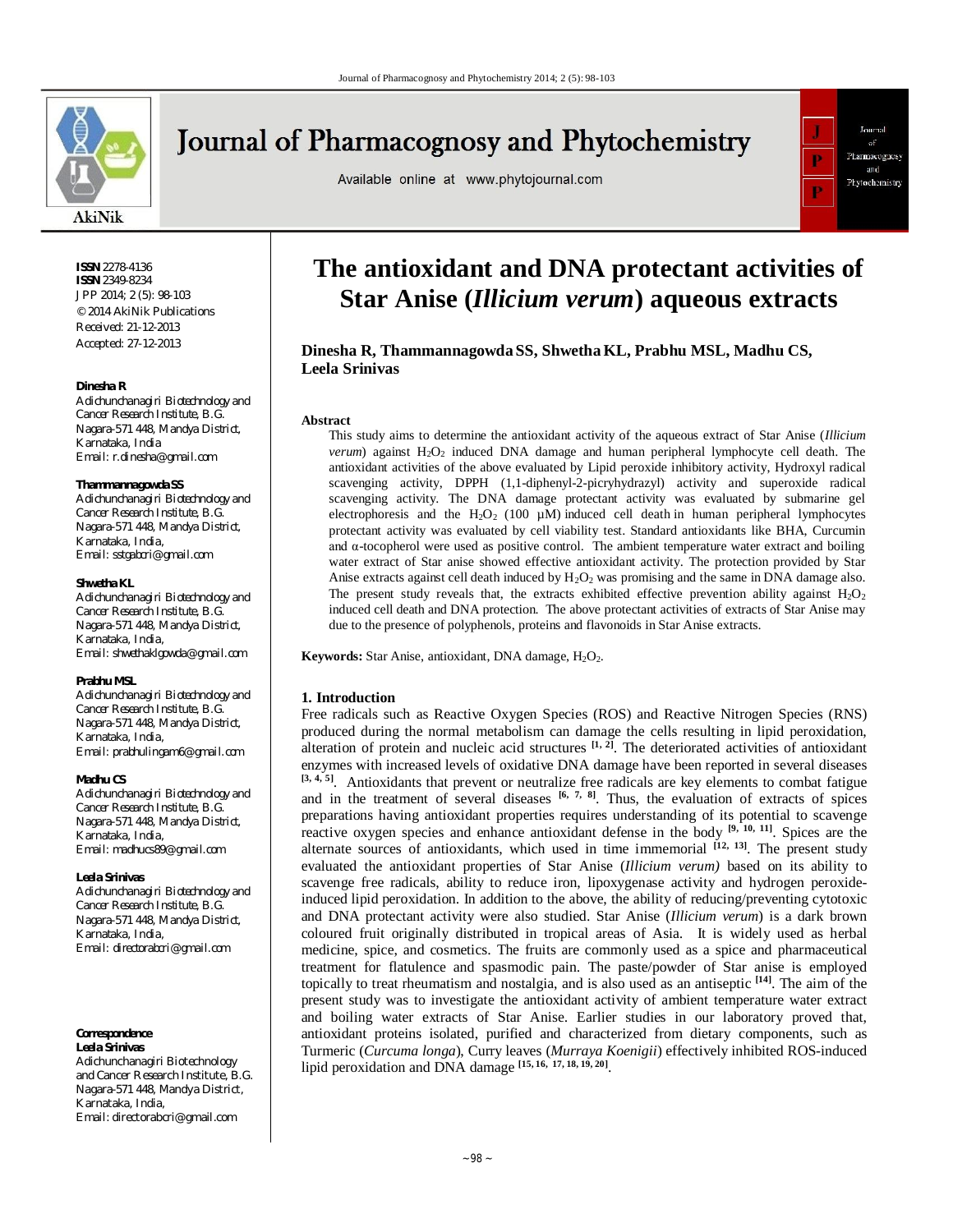# The antioxidant and DNA protectant activities of Star Anise (*Illicium verum*) aqueous extracts

**Dinesha R, Thammannagowda SS, Shwetha KL, Prabhu MSL, Madhu CS, Leela Srinivas**

**ISSN** 2278-4136
**ISSN** 2349-8234
JPP 2014; 2 (5): 98-103
© 2014 AkiNik Publications
Received: 21-12-2013
Accepted: 27-12-2013

**Dinesha R**
Adichunchanagiri Biotechnology and Cancer Research Institute, B.G. Nagara-571 448, Mandya District, Karnataka, India
Email: r.dinesha@gmail.com

**Thammannagowda SS**
Adichunchanagiri Biotechnology and Cancer Research Institute, B.G. Nagara-571 448, Mandya District, Karnataka, India,
Email: sstgabcri@gmail.com

**Shwetha KL**
Adichunchanagiri Biotechnology and Cancer Research Institute, B.G. Nagara-571 448, Mandya District, Karnataka, India,
Email: shwethaklgowda@gmail.com

**Prabhu MSL**
Adichunchanagiri Biotechnology and Cancer Research Institute, B.G. Nagara-571 448, Mandya District, Karnataka, India,
Email: prabhulingam6@gmail.com

**Madhu CS**
Adichunchanagiri Biotechnology and Cancer Research Institute, B.G. Nagara-571 448, Mandya District, Karnataka, India,
Email: madhucs89@gmail.com

**Leela Srinivas**
Adichunchanagiri Biotechnology and Cancer Research Institute, B.G. Nagara-571 448, Mandya District, Karnataka, India,
Email: directorabcri@gmail.com

**Correspondence**
**Leela Srinivas**
Adichunchanagiri Biotechnology and Cancer Research Institute, B.G. Nagara-571 448, Mandya District, Karnataka, India,
Email: directorabcri@gmail.com

## Abstract

This study aims to determine the antioxidant activity of the aqueous extract of Star Anise (*Illicium verum*) against $H_2O_2$ induced DNA damage and human peripheral lymphocyte cell death. The antioxidant activities of the above evaluated by Lipid peroxide inhibitory activity, Hydroxyl radical scavenging activity, DPPH (1,1-diphenyl-2-picryhydrazyl) activity and superoxide radical scavenging activity. The DNA damage protectant activity was evaluated by submarine gel electrophoresis and the $H_2O_2$ (100 µM) induced cell death in human peripheral lymphocytes protectant activity was evaluated by cell viability test. Standard antioxidants like BHA, Curcumin and α-tocopherol were used as positive control. The ambient temperature water extract and boiling water extract of Star anise showed effective antioxidant activity. The protection provided by Star Anise extracts against cell death induced by $H_2O_2$ was promising and the same in DNA damage also. The present study reveals that, the extracts exhibited effective prevention ability against $H_2O_2$ induced cell death and DNA protection. The above protectant activities of extracts of Star Anise may due to the presence of polyphenols, proteins and flavonoids in Star Anise extracts.

**Keywords:** Star Anise, antioxidant, DNA damage, $H_2O_2$.

## 1. Introduction

Free radicals such as Reactive Oxygen Species (ROS) and Reactive Nitrogen Species (RNS) produced during the normal metabolism can damage the cells resulting in lipid peroxidation, alteration of protein and nucleic acid structures [1, 2]. The deteriorated activities of antioxidant enzymes with increased levels of oxidative DNA damage have been reported in several diseases [3, 4, 5]. Antioxidants that prevent or neutralize free radicals are key elements to combat fatigue and in the treatment of several diseases [6, 7, 8]. Thus, the evaluation of extracts of spices preparations having antioxidant properties requires understanding of its potential to scavenge reactive oxygen species and enhance antioxidant defense in the body [9, 10, 11]. Spices are the alternate sources of antioxidants, which used in time immemorial [12, 13]. The present study evaluated the antioxidant properties of Star Anise (*Illicium verum)* based on its ability to scavenge free radicals, ability to reduce iron, lipoxygenase activity and hydrogen peroxide-induced lipid peroxidation. In addition to the above, the ability of reducing/preventing cytotoxic and DNA protectant activity were also studied. Star Anise (*Illicium verum*) is a dark brown coloured fruit originally distributed in tropical areas of Asia. It is widely used as herbal medicine, spice, and cosmetics. The fruits are commonly used as a spice and pharmaceutical treatment for flatulence and spasmodic pain. The paste/powder of Star anise is employed topically to treat rheumatism and nostalgia, and is also used as an antiseptic [14]. The aim of the present study was to investigate the antioxidant activity of ambient temperature water extract and boiling water extracts of Star Anise. Earlier studies in our laboratory proved that, antioxidant proteins isolated, purified and characterized from dietary components, such as Turmeric (*Curcuma longa*), Curry leaves (*Murraya Koenigii*) effectively inhibited ROS-induced lipid peroxidation and DNA damage [15, 16, 17, 18, 19, 20].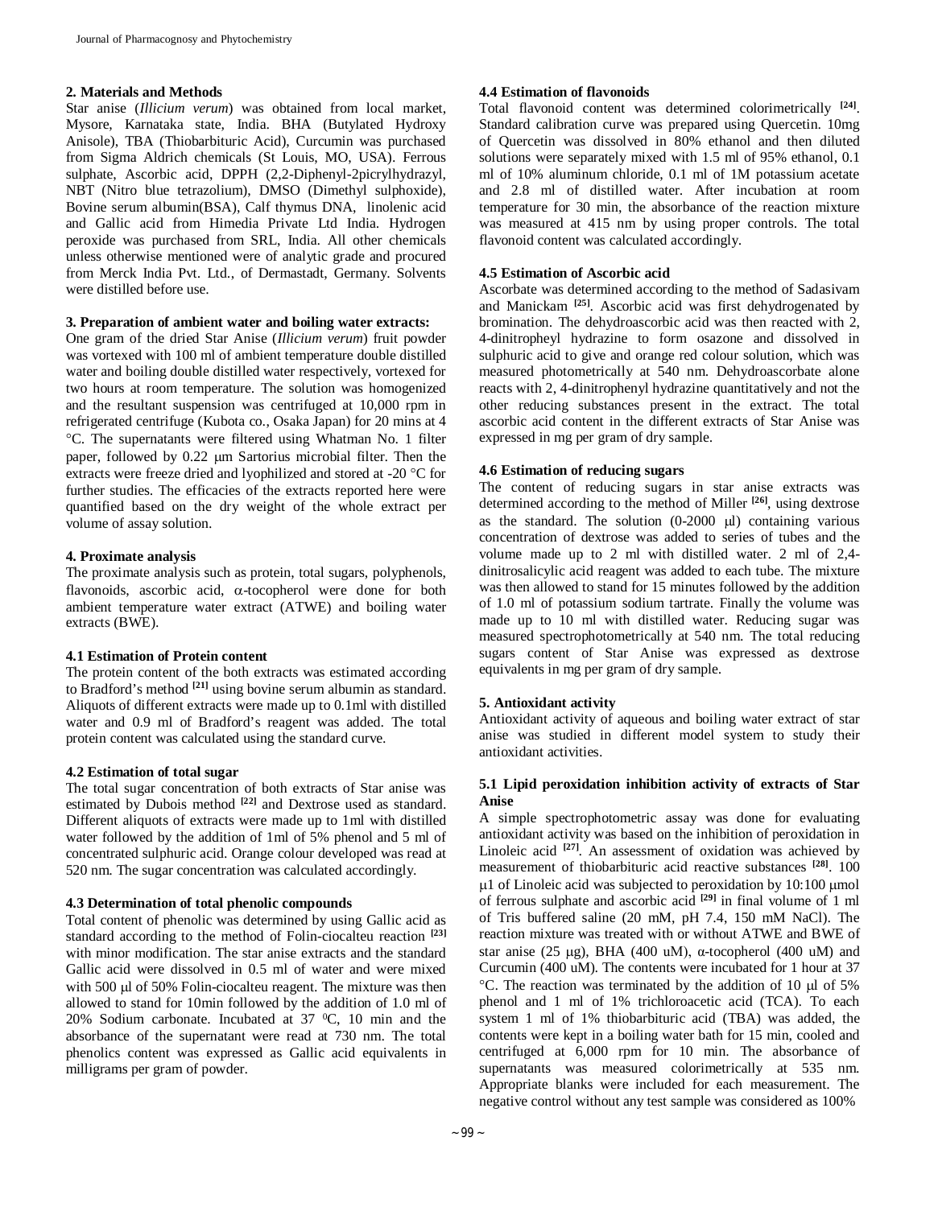## 2. Materials and Methods

Star anise (*Illicium verum*) was obtained from local market, Mysore, Karnataka state, India. BHA (Butylated Hydroxy Anisole), TBA (Thiobarbituric Acid), Curcumin was purchased from Sigma Aldrich chemicals (St Louis, MO, USA). Ferrous sulphate, Ascorbic acid, DPPH (2,2-Diphenyl-2picrylhydrazyl, NBT (Nitro blue tetrazolium), DMSO (Dimethyl sulphoxide), Bovine serum albumin(BSA), Calf thymus DNA, linolenic acid and Gallic acid from Himedia Private Ltd India. Hydrogen peroxide was purchased from SRL, India. All other chemicals unless otherwise mentioned were of analytic grade and procured from Merck India Pvt. Ltd., of Dermastadt, Germany. Solvents were distilled before use.

## 3. Preparation of ambient water and boiling water extracts:

One gram of the dried Star Anise (*Illicium verum*) fruit powder was vortexed with 100 ml of ambient temperature double distilled water and boiling double distilled water respectively, vortexed for two hours at room temperature. The solution was homogenized and the resultant suspension was centrifuged at 10,000 rpm in refrigerated centrifuge (Kubota co., Osaka Japan) for 20 mins at 4 °C. The supernatants were filtered using Whatman No. 1 filter paper, followed by 0.22 μm Sartorius microbial filter. Then the extracts were freeze dried and lyophilized and stored at -20 °C for further studies. The efficacies of the extracts reported here were quantified based on the dry weight of the whole extract per volume of assay solution.

## 4. Proximate analysis

The proximate analysis such as protein, total sugars, polyphenols, flavonoids, ascorbic acid, α-tocopherol were done for both ambient temperature water extract (ATWE) and boiling water extracts (BWE).

### 4.1 Estimation of Protein content

The protein content of the both extracts was estimated according to Bradford's method [21] using bovine serum albumin as standard. Aliquots of different extracts were made up to 0.1ml with distilled water and 0.9 ml of Bradford's reagent was added. The total protein content was calculated using the standard curve.

### 4.2 Estimation of total sugar

The total sugar concentration of both extracts of Star anise was estimated by Dubois method [22] and Dextrose used as standard. Different aliquots of extracts were made up to 1ml with distilled water followed by the addition of 1ml of 5% phenol and 5 ml of concentrated sulphuric acid. Orange colour developed was read at 520 nm. The sugar concentration was calculated accordingly.

### 4.3 Determination of total phenolic compounds

Total content of phenolic was determined by using Gallic acid as standard according to the method of Folin-ciocalteu reaction [23] with minor modification. The star anise extracts and the standard Gallic acid were dissolved in 0.5 ml of water and were mixed with 500 μl of 50% Folin-ciocalteu reagent. The mixture was then allowed to stand for 10min followed by the addition of 1.0 ml of 20% Sodium carbonate. Incubated at 37 $^0$C, 10 min and the absorbance of the supernatant were read at 730 nm. The total phenolics content was expressed as Gallic acid equivalents in milligrams per gram of powder.

### 4.4 Estimation of flavonoids

Total flavonoid content was determined colorimetrically [24]. Standard calibration curve was prepared using Quercetin. 10mg of Quercetin was dissolved in 80% ethanol and then diluted solutions were separately mixed with 1.5 ml of 95% ethanol, 0.1 ml of 10% aluminum chloride, 0.1 ml of 1M potassium acetate and 2.8 ml of distilled water. After incubation at room temperature for 30 min, the absorbance of the reaction mixture was measured at 415 nm by using proper controls. The total flavonoid content was calculated accordingly.

### 4.5 Estimation of Ascorbic acid

Ascorbate was determined according to the method of Sadasivam and Manickam [25]. Ascorbic acid was first dehydrogenated by bromination. The dehydroascorbic acid was then reacted with 2, 4-dinitropheyl hydrazine to form osazone and dissolved in sulphuric acid to give and orange red colour solution, which was measured photometrically at 540 nm. Dehydroascorbate alone reacts with 2, 4-dinitrophenyl hydrazine quantitatively and not the other reducing substances present in the extract. The total ascorbic acid content in the different extracts of Star Anise was expressed in mg per gram of dry sample.

### 4.6 Estimation of reducing sugars

The content of reducing sugars in star anise extracts was determined according to the method of Miller [26], using dextrose as the standard. The solution (0-2000 μl) containing various concentration of dextrose was added to series of tubes and the volume made up to 2 ml with distilled water. 2 ml of 2,4-dinitrosalicylic acid reagent was added to each tube. The mixture was then allowed to stand for 15 minutes followed by the addition of 1.0 ml of potassium sodium tartrate. Finally the volume was made up to 10 ml with distilled water. Reducing sugar was measured spectrophotometrically at 540 nm. The total reducing sugars content of Star Anise was expressed as dextrose equivalents in mg per gram of dry sample.

## 5. Antioxidant activity

Antioxidant activity of aqueous and boiling water extract of star anise was studied in different model system to study their antioxidant activities.

### 5.1 Lipid peroxidation inhibition activity of extracts of Star Anise

A simple spectrophotometric assay was done for evaluating antioxidant activity was based on the inhibition of peroxidation in Linoleic acid [27]. An assessment of oxidation was achieved by measurement of thiobarbituric acid reactive substances [28]. 100 μ1 of Linoleic acid was subjected to peroxidation by 10:100 μmol of ferrous sulphate and ascorbic acid [29] in final volume of 1 ml of Tris buffered saline (20 mM, pH 7.4, 150 mM NaCl). The reaction mixture was treated with or without ATWE and BWE of star anise (25 μg), BHA (400 uM), α-tocopherol (400 uM) and Curcumin (400 uM). The contents were incubated for 1 hour at 37 °C. The reaction was terminated by the addition of 10 μl of 5% phenol and 1 ml of 1% trichloroacetic acid (TCA). To each system 1 ml of 1% thiobarbituric acid (TBA) was added, the contents were kept in a boiling water bath for 15 min, cooled and centrifuged at 6,000 rpm for 10 min. The absorbance of supernatants was measured colorimetrically at 535 nm. Appropriate blanks were included for each measurement. The negative control without any test sample was considered as 100%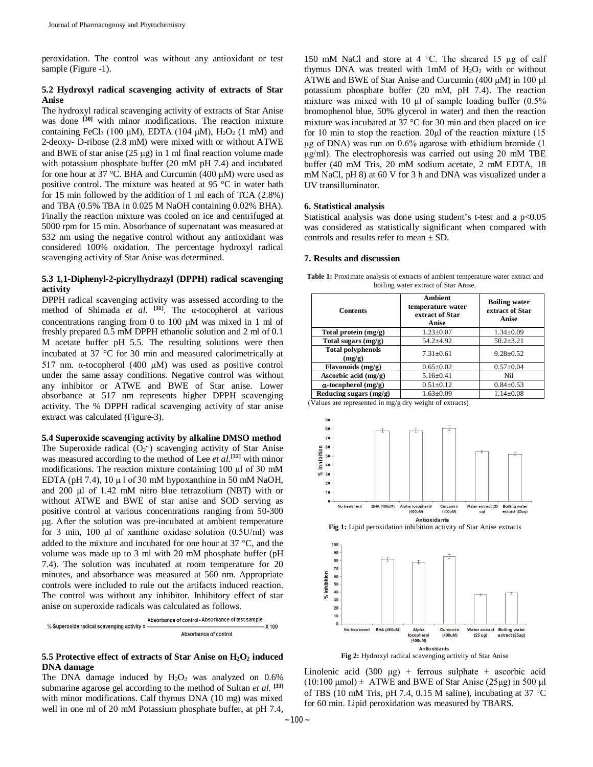peroxidation. The control was without any antioxidant or test sample (Figure -1).

### 5.2 Hydroxyl radical scavenging activity of extracts of Star Anise

The hydroxyl radical scavenging activity of extracts of Star Anise was done [30] with minor modifications. The reaction mixture containing $FeCl_3$ (100 μM), EDTA (104 μM), $H_2O_2$ (1 mM) and 2-deoxy- D-ribose (2.8 mM) were mixed with or without ATWE and BWE of star anise (25 μg) in 1 ml final reaction volume made with potassium phosphate buffer (20 mM pH 7.4) and incubated for one hour at 37 °C. BHA and Curcumin (400 μM) were used as positive control. The mixture was heated at 95 °C in water bath for 15 min followed by the addition of 1 ml each of TCA (2.8%) and TBA (0.5% TBA in 0.025 M NaOH containing 0.02% BHA). Finally the reaction mixture was cooled on ice and centrifuged at 5000 rpm for 15 min. Absorbance of supernatant was measured at 532 nm using the negative control without any antioxidant was considered 100% oxidation. The percentage hydroxyl radical scavenging activity of Star Anise was determined.

### 5.3 1,1-Diphenyl-2-picrylhydrazyl (DPPH) radical scavenging activity

DPPH radical scavenging activity was assessed according to the method of Shimada *et al.* [31]. The α-tocopherol at various concentrations ranging from 0 to 100 μM was mixed in 1 ml of freshly prepared 0.5 mM DPPH ethanolic solution and 2 ml of 0.1 M acetate buffer pH 5.5. The resulting solutions were then incubated at 37 °C for 30 min and measured calorimetrically at 517 nm. α-tocopherol (400 μM) was used as positive control under the same assay conditions. Negative control was without any inhibitor or ATWE and BWE of Star anise. Lower absorbance at 517 nm represents higher DPPH scavenging activity. The % DPPH radical scavenging activity of star anise extract was calculated (Figure-3).

### 5.4 Superoxide scavenging activity by alkaline DMSO method

The Superoxide radical ($O_2^{\cdot-}$) scavenging activity of Star Anise was measured according to the method of Lee *et al.*[32] with minor modifications. The reaction mixture containing 100 μl of 30 mM EDTA (pH 7.4), 10 μ l of 30 mM hypoxanthine in 50 mM NaOH, and 200 μl of 1.42 mM nitro blue tetrazolium (NBT) with or without ATWE and BWE of star anise and SOD serving as positive control at various concentrations ranging from 50-300 μg. After the solution was pre-incubated at ambient temperature for 3 min, 100 μl of xanthine oxidase solution (0.5U/ml) was added to the mixture and incubated for one hour at 37 °C, and the volume was made up to 3 ml with 20 mM phosphate buffer (pH 7.4). The solution was incubated at room temperature for 20 minutes, and absorbance was measured at 560 nm. Appropriate controls were included to rule out the artifacts induced reaction. The control was without any inhibitor. Inhibitory effect of star anise on superoxide radicals was calculated as follows.

$$\text{\% Superoxide radical scavenging activity} = \frac{\text{Absorbance of control} - \text{Absorbance of test sample}}{\text{Absorbance of control}} \times 100$$

### 5.5 Protective effect of extracts of Star Anise on $H_2O_2$ induced DNA damage

The DNA damage induced by $H_2O_2$ was analyzed on 0.6% submarine agarose gel according to the method of Sultan *et al.* [33] with minor modifications. Calf thymus DNA (10 mg) was mixed well in one ml of 20 mM Potassium phosphate buffer, at pH 7.4, 150 mM NaCl and store at 4 °C. The sheared 15 μg of calf thymus DNA was treated with 1mM of $H_2O_2$ with or without ATWE and BWE of Star Anise and Curcumin (400 μM) in 100 μl potassium phosphate buffer (20 mM, pH 7.4). The reaction mixture was mixed with 10 μl of sample loading buffer (0.5% bromophenol blue, 50% glycerol in water) and then the reaction mixture was incubated at 37 °C for 30 min and then placed on ice for 10 min to stop the reaction. 20μl of the reaction mixture (15 μg of DNA) was run on 0.6% agarose with ethidium bromide (1 μg/ml). The electrophoresis was carried out using 20 mM TBE buffer (40 mM Tris, 20 mM sodium acetate, 2 mM EDTA, 18 mM NaCl, pH 8) at 60 V for 3 h and DNA was visualized under a UV transilluminator.

## 6. Statistical analysis

Statistical analysis was done using student's t-test and a $p<0.05$ was considered as statistically significant when compared with controls and results refer to mean ± SD.

## 7. Results and discussion

**Table 1:** Proximate analysis of extracts of ambient temperature water extract and boiling water extract of Star Anise.

| Contents | Ambient temperature water extract of Star Anise | Boiling water extract of Star Anise |
|---|---|---|
| Total protein (mg/g) | 1.23±0.07 | 1.34±0.09 |
| Total sugars (mg/g) | 54.2±4.92 | 50.2±3.21 |
| Total polyphenols (mg/g) | 7.31±0.61 | 9.28±0.52 |
| Flavonoids (mg/g) | 0.65±0.02 | 0.57±0.04 |
| Ascorbic acid (mg/g) | 5.16±0.41 | Nil |
| α-tocopherol (mg/g) | 0.51±0.12 | 0.84±0.53 |
| Reducing sugars (mg/g) | 1.63±0.09 | 1.14±0.08 |

(Values are represented in mg/g dry weight of extracts)

**Fig 1:** Lipid peroxidation inhibition activity of Star Anise extracts

**Fig 2:** Hydroxyl radical scavenging activity of Star Anise

Linolenic acid (300 μg) + ferrous sulphate + ascorbic acid (10:100 μmol) ± ATWE and BWE of Star Anise (25μg) in 500 μl of TBS (10 mM Tris, pH 7.4, 0.15 M saline), incubating at 37 °C for 60 min. Lipid peroxidation was measured by TBARS.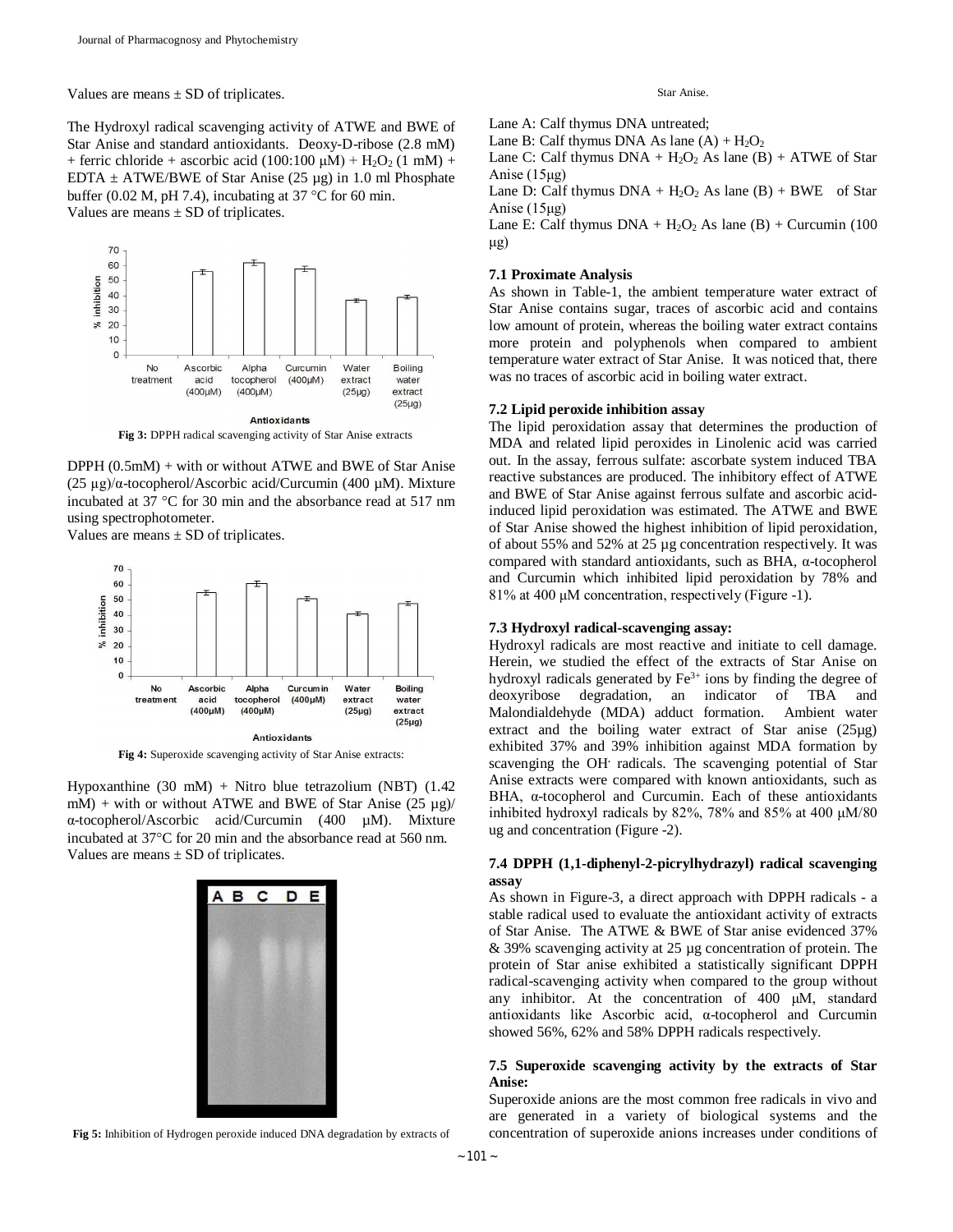Values are means ± SD of triplicates.

The Hydroxyl radical scavenging activity of ATWE and BWE of Star Anise and standard antioxidants. Deoxy-D-ribose (2.8 mM) + ferric chloride + ascorbic acid (100:100 µM) + $H_2O_2$ (1 mM) + EDTA ± ATWE/BWE of Star Anise (25 µg) in 1.0 ml Phosphate buffer (0.02 M, pH 7.4), incubating at 37 °C for 60 min.
Values are means ± SD of triplicates.

**Fig 3:** DPPH radical scavenging activity of Star Anise extracts

DPPH (0.5mM) + with or without ATWE and BWE of Star Anise (25 µg)/α-tocopherol/Ascorbic acid/Curcumin (400 µM). Mixture incubated at 37 °C for 30 min and the absorbance read at 517 nm using spectrophotometer.
Values are means ± SD of triplicates.

**Fig 4:** Superoxide scavenging activity of Star Anise extracts:

Hypoxanthine (30 mM) + Nitro blue tetrazolium (NBT) (1.42 mM) + with or without ATWE and BWE of Star Anise (25 µg)/ α-tocopherol/Ascorbic acid/Curcumin (400 µM). Mixture incubated at 37°C for 20 min and the absorbance read at 560 nm.
Values are means ± SD of triplicates.

**Fig 5:** Inhibition of Hydrogen peroxide induced DNA degradation by extracts of Star Anise.

Lane A: Calf thymus DNA untreated;
Lane B: Calf thymus DNA As lane (A) + $H_2O_2$
Lane C: Calf thymus DNA + $H_2O_2$ As lane (B) + ATWE of Star Anise (15µg)
Lane D: Calf thymus DNA + $H_2O_2$ As lane (B) + BWE of Star Anise (15µg)
Lane E: Calf thymus DNA + $H_2O_2$ As lane (B) + Curcumin (100 µg)

### 7.1 Proximate Analysis

As shown in Table-1, the ambient temperature water extract of Star Anise contains sugar, traces of ascorbic acid and contains low amount of protein, whereas the boiling water extract contains more protein and polyphenols when compared to ambient temperature water extract of Star Anise. It was noticed that, there was no traces of ascorbic acid in boiling water extract.

### 7.2 Lipid peroxide inhibition assay

The lipid peroxidation assay that determines the production of MDA and related lipid peroxides in Linolenic acid was carried out. In the assay, ferrous sulfate: ascorbate system induced TBA reactive substances are produced. The inhibitory effect of ATWE and BWE of Star Anise against ferrous sulfate and ascorbic acid-induced lipid peroxidation was estimated. The ATWE and BWE of Star Anise showed the highest inhibition of lipid peroxidation, of about 55% and 52% at 25 µg concentration respectively. It was compared with standard antioxidants, such as BHA, α-tocopherol and Curcumin which inhibited lipid peroxidation by 78% and 81% at 400 µM concentration, respectively (Figure -1).

### 7.3 Hydroxyl radical-scavenging assay:

Hydroxyl radicals are most reactive and initiate to cell damage. Herein, we studied the effect of the extracts of Star Anise on hydroxyl radicals generated by $Fe^{3+}$ ions by finding the degree of deoxyribose degradation, an indicator of TBA and Malondialdehyde (MDA) adduct formation. Ambient water extract and the boiling water extract of Star anise (25µg) exhibited 37% and 39% inhibition against MDA formation by scavenging the $OH^{\cdot}$ radicals. The scavenging potential of Star Anise extracts were compared with known antioxidants, such as BHA, α-tocopherol and Curcumin. Each of these antioxidants inhibited hydroxyl radicals by 82%, 78% and 85% at 400 µM/80 ug and concentration (Figure -2).

### 7.4 DPPH (1,1-diphenyl-2-picrylhydrazyl) radical scavenging assay

As shown in Figure-3, a direct approach with DPPH radicals - a stable radical used to evaluate the antioxidant activity of extracts of Star Anise. The ATWE & BWE of Star anise evidenced 37% & 39% scavenging activity at 25 µg concentration of protein. The protein of Star anise exhibited a statistically significant DPPH radical-scavenging activity when compared to the group without any inhibitor. At the concentration of 400 µM, standard antioxidants like Ascorbic acid, α-tocopherol and Curcumin showed 56%, 62% and 58% DPPH radicals respectively.

### 7.5 Superoxide scavenging activity by the extracts of Star Anise:

Superoxide anions are the most common free radicals in vivo and are generated in a variety of biological systems and the concentration of superoxide anions increases under conditions of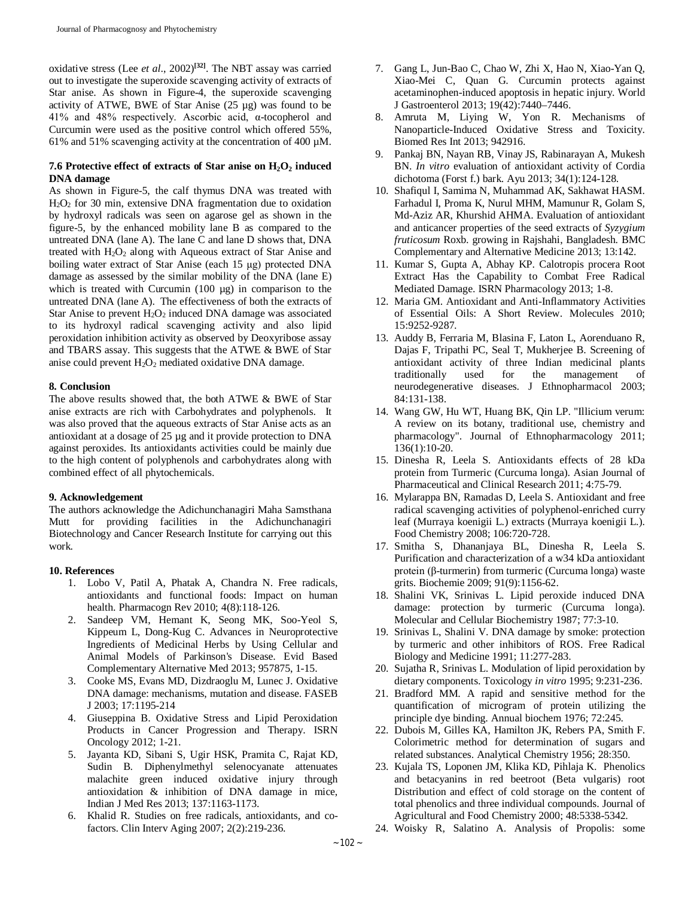oxidative stress (Lee *et al*., 2002)[32]. The NBT assay was carried out to investigate the superoxide scavenging activity of extracts of Star anise. As shown in Figure-4, the superoxide scavenging activity of ATWE, BWE of Star Anise (25 µg) was found to be 41% and 48% respectively. Ascorbic acid, α-tocopherol and Curcumin were used as the positive control which offered 55%, 61% and 51% scavenging activity at the concentration of 400 µM.

### 7.6 Protective effect of extracts of Star anise on $H_2O_2$ induced DNA damage

As shown in Figure-5, the calf thymus DNA was treated with $H_2O_2$ for 30 min, extensive DNA fragmentation due to oxidation by hydroxyl radicals was seen on agarose gel as shown in the figure-5, by the enhanced mobility lane B as compared to the untreated DNA (lane A). The lane C and lane D shows that, DNA treated with $H_2O_2$ along with Aqueous extract of Star Anise and boiling water extract of Star Anise (each 15 µg) protected DNA damage as assessed by the similar mobility of the DNA (lane E) which is treated with Curcumin (100 µg) in comparison to the untreated DNA (lane A). The effectiveness of both the extracts of Star Anise to prevent $H_2O_2$ induced DNA damage was associated to its hydroxyl radical scavenging activity and also lipid peroxidation inhibition activity as observed by Deoxyribose assay and TBARS assay. This suggests that the ATWE & BWE of Star anise could prevent $H_2O_2$ mediated oxidative DNA damage.

## 8. Conclusion

The above results showed that, the both ATWE & BWE of Star anise extracts are rich with Carbohydrates and polyphenols. It was also proved that the aqueous extracts of Star Anise acts as an antioxidant at a dosage of 25 µg and it provide protection to DNA against peroxides. Its antioxidants activities could be mainly due to the high content of polyphenols and carbohydrates along with combined effect of all phytochemicals.

## 9. Acknowledgement

The authors acknowledge the Adichunchanagiri Maha Samsthana Mutt for providing facilities in the Adichunchanagiri Biotechnology and Cancer Research Institute for carrying out this work.

## 10. References

1. Lobo V, Patil A, Phatak A, Chandra N. Free radicals, antioxidants and functional foods: Impact on human health. Pharmacogn Rev 2010; 4(8):118-126.
2. Sandeep VM, Hemant K, Seong MK, Soo-Yeol S, Kippeum L, Dong-Kug C. Advances in Neuroprotective Ingredients of Medicinal Herbs by Using Cellular and Animal Models of Parkinson's Disease. Evid Based Complementary Alternative Med 2013; 957875, 1-15.
3. Cooke MS, Evans MD, Dizdraoglu M, Lunec J. Oxidative DNA damage: mechanisms, mutation and disease. FASEB J 2003; 17:1195-214
4. Giuseppina B. Oxidative Stress and Lipid Peroxidation Products in Cancer Progression and Therapy. ISRN Oncology 2012; 1-21.
5. Jayanta KD, Sibani S, Ugir HSK, Pramita C, Rajat KD, Sudin B. Diphenylmethyl selenocyanate attenuates malachite green induced oxidative injury through antioxidation & inhibition of DNA damage in mice, Indian J Med Res 2013; 137:1163-1173.
6. Khalid R. Studies on free radicals, antioxidants, and co-factors. Clin Interv Aging 2007; 2(2):219-236.
7. Gang L, Jun-Bao C, Chao W, Zhi X, Hao N, Xiao-Yan Q, Xiao-Mei C, Quan G. Curcumin protects against acetaminophen-induced apoptosis in hepatic injury. World J Gastroenterol 2013; 19(42):7440–7446.
8. Amruta M, Liying W, Yon R. Mechanisms of Nanoparticle-Induced Oxidative Stress and Toxicity. Biomed Res Int 2013; 942916.
9. Pankaj BN, Nayan RB, Vinay JS, Rabinarayan A, Mukesh BN. *In vitro* evaluation of antioxidant activity of Cordia dichotoma (Forst f.) bark. Ayu 2013; 34(1):124-128.
10. Shafiqul I, Samima N, Muhammad AK, Sakhawat HASM. Farhadul I, Proma K, Nurul MHM, Mamunur R, Golam S, Md-Aziz AR, Khurshid AHMA. Evaluation of antioxidant and anticancer properties of the seed extracts of *Syzygium fruticosum* Roxb. growing in Rajshahi, Bangladesh. BMC Complementary and Alternative Medicine 2013; 13:142.
11. Kumar S, Gupta A, Abhay KP. Calotropis procera Root Extract Has the Capability to Combat Free Radical Mediated Damage. ISRN Pharmacology 2013; 1-8.
12. Maria GM. Antioxidant and Anti-Inflammatory Activities of Essential Oils: A Short Review. Molecules 2010; 15:9252-9287.
13. Auddy B, Ferraria M, Blasina F, Laton L, Aorenduano R, Dajas F, Tripathi PC, Seal T, Mukherjee B. Screening of antioxidant activity of three Indian medicinal plants traditionally used for the management of neurodegenerative diseases. J Ethnopharmacol 2003; 84:131-138.
14. Wang GW, Hu WT, Huang BK, Qin LP. "Illicium verum: A review on its botany, traditional use, chemistry and pharmacology". Journal of Ethnopharmacology 2011; 136(1):10-20.
15. Dinesha R, Leela S. Antioxidants effects of 28 kDa protein from Turmeric (Curcuma longa). Asian Journal of Pharmaceutical and Clinical Research 2011; 4:75-79.
16. Mylarappa BN, Ramadas D, Leela S. Antioxidant and free radical scavenging activities of polyphenol-enriched curry leaf (Murraya koenigii L.) extracts (Murraya koenigii L.). Food Chemistry 2008; 106:720-728.
17. Smitha S, Dhananjaya BL, Dinesha R, Leela S. Purification and characterization of a w34 kDa antioxidant protein (β-turmerin) from turmeric (Curcuma longa) waste grits. Biochemie 2009; 91(9):1156-62.
18. Shalini VK, Srinivas L. Lipid peroxide induced DNA damage: protection by turmeric (Curcuma longa). Molecular and Cellular Biochemistry 1987; 77:3-10.
19. Srinivas L, Shalini V. DNA damage by smoke: protection by turmeric and other inhibitors of ROS. Free Radical Biology and Medicine 1991; 11:277-283.
20. Sujatha R, Srinivas L. Modulation of lipid peroxidation by dietary components. Toxicology *in vitro* 1995; 9:231-236.
21. Bradford MM. A rapid and sensitive method for the quantification of microgram of protein utilizing the principle dye binding. Annual biochem 1976; 72:245.
22. Dubois M, Gilles KA, Hamilton JK, Rebers PA, Smith F. Colorimetric method for determination of sugars and related substances. Analytical Chemistry 1956; 28:350.
23. Kujala TS, Loponen JM, Klika KD, Pihlaja K. Phenolics and betacyanins in red beetroot (Beta vulgaris) root Distribution and effect of cold storage on the content of total phenolics and three individual compounds. Journal of Agricultural and Food Chemistry 2000; 48:5338-5342.
24. Woisky R, Salatino A. Analysis of Propolis: some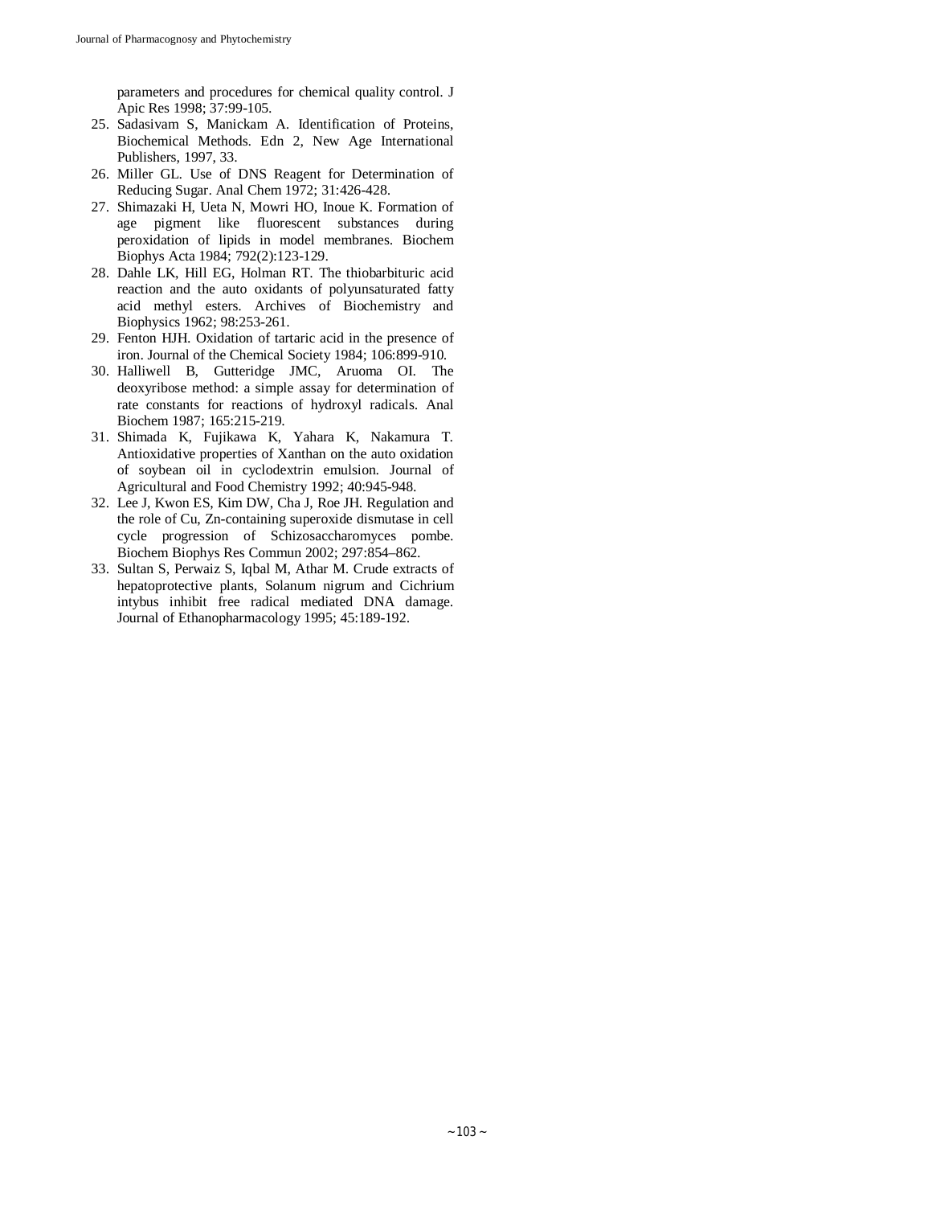parameters and procedures for chemical quality control. J Apic Res 1998; 37:99-105.

25. Sadasivam S, Manickam A. Identification of Proteins, Biochemical Methods. Edn 2, New Age International Publishers, 1997, 33.
26. Miller GL. Use of DNS Reagent for Determination of Reducing Sugar. Anal Chem 1972; 31:426-428.
27. Shimazaki H, Ueta N, Mowri HO, Inoue K. Formation of age pigment like fluorescent substances during peroxidation of lipids in model membranes. Biochem Biophys Acta 1984; 792(2):123-129.
28. Dahle LK, Hill EG, Holman RT. The thiobarbituric acid reaction and the auto oxidants of polyunsaturated fatty acid methyl esters. Archives of Biochemistry and Biophysics 1962; 98:253-261.
29. Fenton HJH. Oxidation of tartaric acid in the presence of iron. Journal of the Chemical Society 1984; 106:899-910.
30. Halliwell B, Gutteridge JMC, Aruoma OI. The deoxyribose method: a simple assay for determination of rate constants for reactions of hydroxyl radicals. Anal Biochem 1987; 165:215-219.
31. Shimada K, Fujikawa K, Yahara K, Nakamura T. Antioxidative properties of Xanthan on the auto oxidation of soybean oil in cyclodextrin emulsion. Journal of Agricultural and Food Chemistry 1992; 40:945-948.
32. Lee J, Kwon ES, Kim DW, Cha J, Roe JH. Regulation and the role of Cu, Zn-containing superoxide dismutase in cell cycle progression of Schizosaccharomyces pombe. Biochem Biophys Res Commun 2002; 297:854–862.
33. Sultan S, Perwaiz S, Iqbal M, Athar M. Crude extracts of hepatoprotective plants, Solanum nigrum and Cichrium intybus inhibit free radical mediated DNA damage. Journal of Ethanopharmacology 1995; 45:189-192.